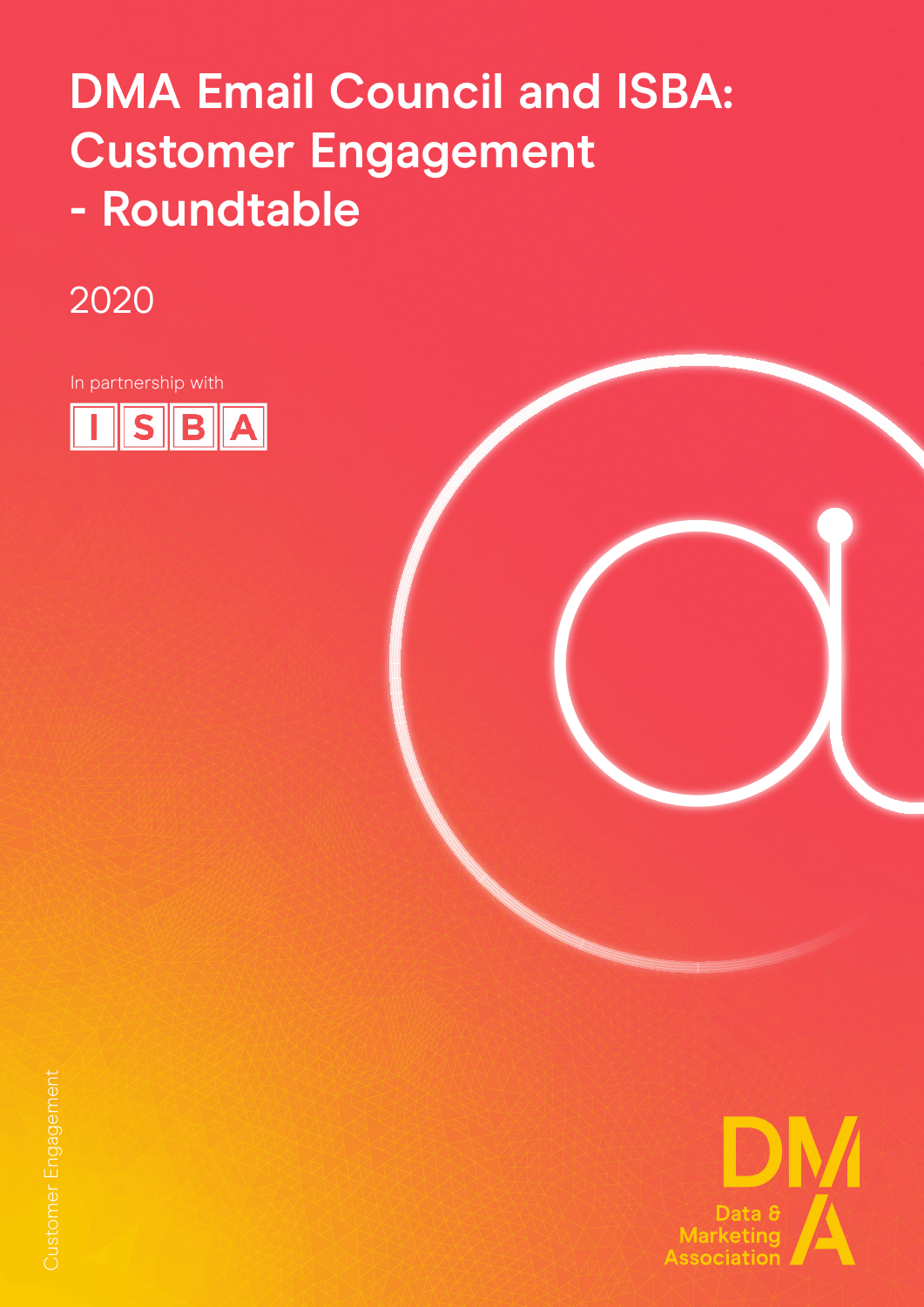# DMA Email Council and ISBA: Customer Engagement - Roundtable

2020

In partnership with

ISBA

Customer Engagement

DMA Data & Marketing Association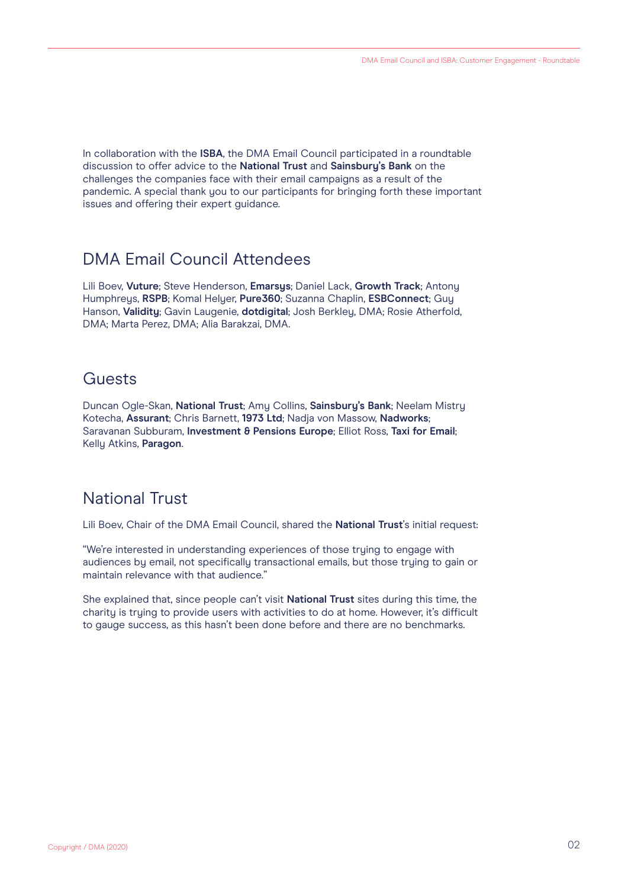In collaboration with the **ISBA**, the DMA Email Council participated in a roundtable discussion to offer advice to the **National Trust** and **Sainsbury's Bank** on the challenges the companies face with their email campaigns as a result of the pandemic. A special thank you to our participants for bringing forth these important issues and offering their expert guidance.

## DMA Email Council Attendees

Lili Boev, **Vuture**; Steve Henderson, **Emarsys**; Daniel Lack, **Growth Track**; Antony Humphreys, **RSPB**; Komal Helyer, **Pure360**; Suzanna Chaplin, **ESBConnect**; Guy Hanson, **Validity**; Gavin Laugenie, **dotdigital**; Josh Berkley, DMA; Rosie Atherfold, DMA; Marta Perez, DMA; Alia Barakzai, DMA.

## Guests

Duncan Ogle-Skan, **National Trust**; Amy Collins, **Sainsbury's Bank**; Neelam Mistry Kotecha, **Assurant**; Chris Barnett, **1973 Ltd**; Nadja von Massow, **Nadworks**; Saravanan Subburam, **Investment & Pensions Europe**; Elliot Ross, **Taxi for Email**; Kelly Atkins, **Paragon**.

## National Trust

Lili Boev, Chair of the DMA Email Council, shared the **National Trust**'s initial request:

"We're interested in understanding experiences of those trying to engage with audiences by email, not specifically transactional emails, but those trying to gain or maintain relevance with that audience."

She explained that, since people can't visit **National Trust** sites during this time, the charity is trying to provide users with activities to do at home. However, it's difficult to gauge success, as this hasn't been done before and there are no benchmarks.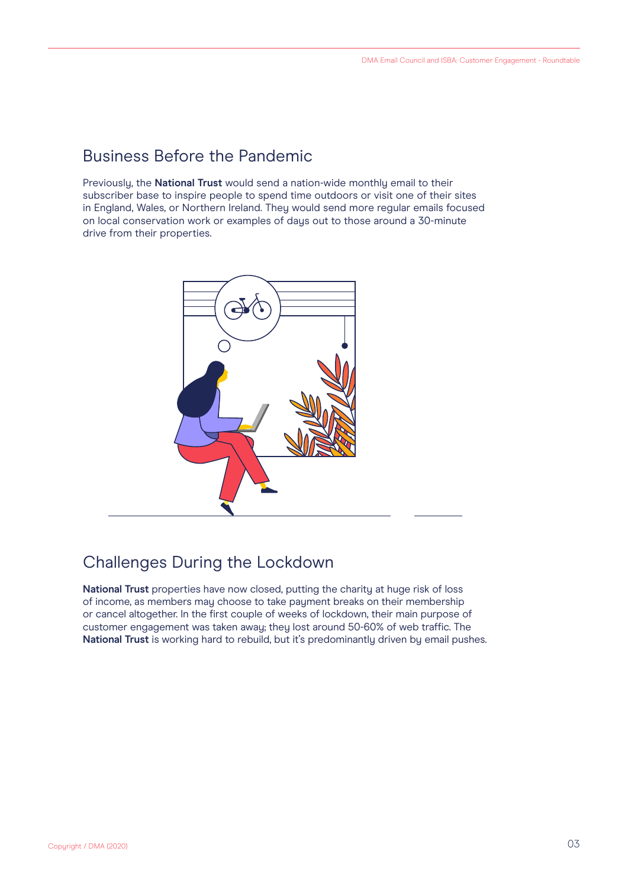## Business Before the Pandemic

Previously, the **National Trust** would send a nation-wide monthly email to their subscriber base to inspire people to spend time outdoors or visit one of their sites in England, Wales, or Northern Ireland. They would send more regular emails focused on local conservation work or examples of days out to those around a 30-minute drive from their properties.

## Challenges During the Lockdown

**National Trust** properties have now closed, putting the charity at huge risk of loss of income, as members may choose to take payment breaks on their membership or cancel altogether. In the first couple of weeks of lockdown, their main purpose of customer engagement was taken away; they lost around 50-60% of web traffic. The **National Trust** is working hard to rebuild, but it's predominantly driven by email pushes.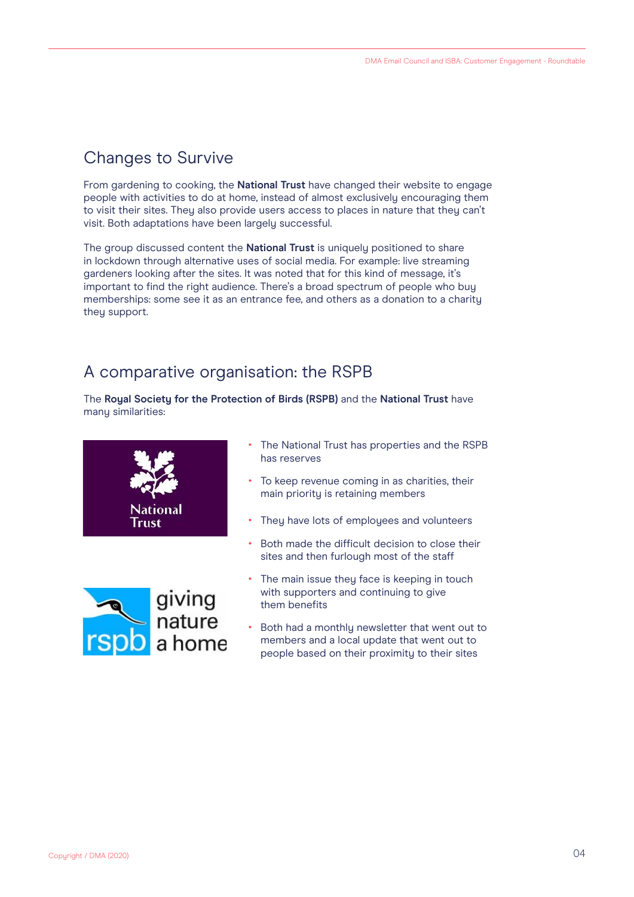## Changes to Survive

From gardening to cooking, the **National Trust** have changed their website to engage people with activities to do at home, instead of almost exclusively encouraging them to visit their sites. They also provide users access to places in nature that they can't visit. Both adaptations have been largely successful.

The group discussed content the **National Trust** is uniquely positioned to share in lockdown through alternative uses of social media. For example: live streaming gardeners looking after the sites. It was noted that for this kind of message, it's important to find the right audience. There's a broad spectrum of people who buy memberships: some see it as an entrance fee, and others as a donation to a charity they support.

## A comparative organisation: the RSPB

The **Royal Society for the Protection of Birds (RSPB)** and the **National Trust** have many similarities:

- The National Trust has properties and the RSPB has reserves
- To keep revenue coming in as charities, their main priority is retaining members
- They have lots of employees and volunteers
- Both made the difficult decision to close their sites and then furlough most of the staff
- The main issue they face is keeping in touch with supporters and continuing to give them benefits
- Both had a monthly newsletter that went out to members and a local update that went out to people based on their proximity to their sites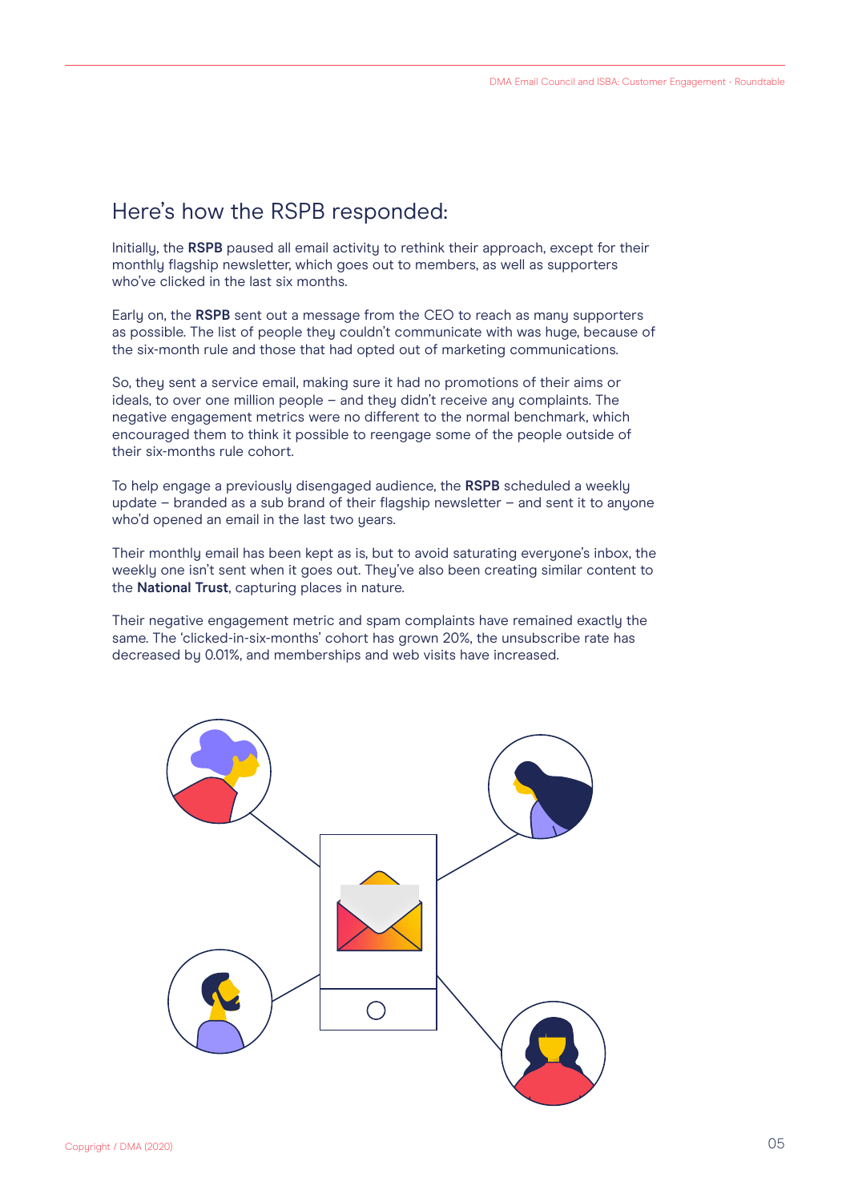## Here's how the RSPB responded:

Initially, the **RSPB** paused all email activity to rethink their approach, except for their monthly flagship newsletter, which goes out to members, as well as supporters who've clicked in the last six months.

Early on, the **RSPB** sent out a message from the CEO to reach as many supporters as possible. The list of people they couldn't communicate with was huge, because of the six-month rule and those that had opted out of marketing communications.

So, they sent a service email, making sure it had no promotions of their aims or ideals, to over one million people – and they didn't receive any complaints. The negative engagement metrics were no different to the normal benchmark, which encouraged them to think it possible to reengage some of the people outside of their six-months rule cohort.

To help engage a previously disengaged audience, the **RSPB** scheduled a weekly update – branded as a sub brand of their flagship newsletter – and sent it to anyone who'd opened an email in the last two years.

Their monthly email has been kept as is, but to avoid saturating everyone's inbox, the weekly one isn't sent when it goes out. They've also been creating similar content to the **National Trust**, capturing places in nature.

Their negative engagement metric and spam complaints have remained exactly the same. The 'clicked-in-six-months' cohort has grown 20%, the unsubscribe rate has decreased by 0.01%, and memberships and web visits have increased.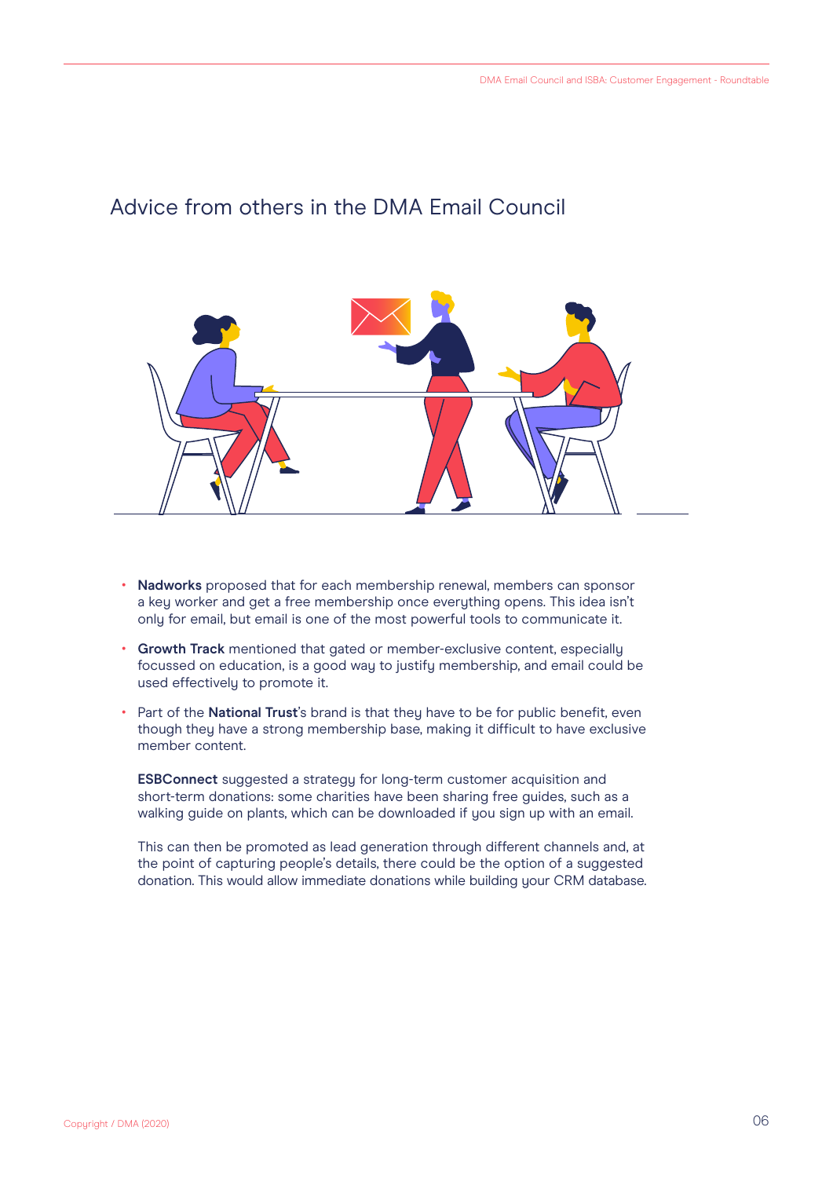## Advice from others in the DMA Email Council

- **Nadworks** proposed that for each membership renewal, members can sponsor a key worker and get a free membership once everything opens. This idea isn't only for email, but email is one of the most powerful tools to communicate it.
- **Growth Track** mentioned that gated or member-exclusive content, especially focussed on education, is a good way to justify membership, and email could be used effectively to promote it.
- Part of the **National Trust**'s brand is that they have to be for public benefit, even though they have a strong membership base, making it difficult to have exclusive member content.

  **ESBConnect** suggested a strategy for long-term customer acquisition and short-term donations: some charities have been sharing free guides, such as a walking guide on plants, which can be downloaded if you sign up with an email.

  This can then be promoted as lead generation through different channels and, at the point of capturing people's details, there could be the option of a suggested donation. This would allow immediate donations while building your CRM database.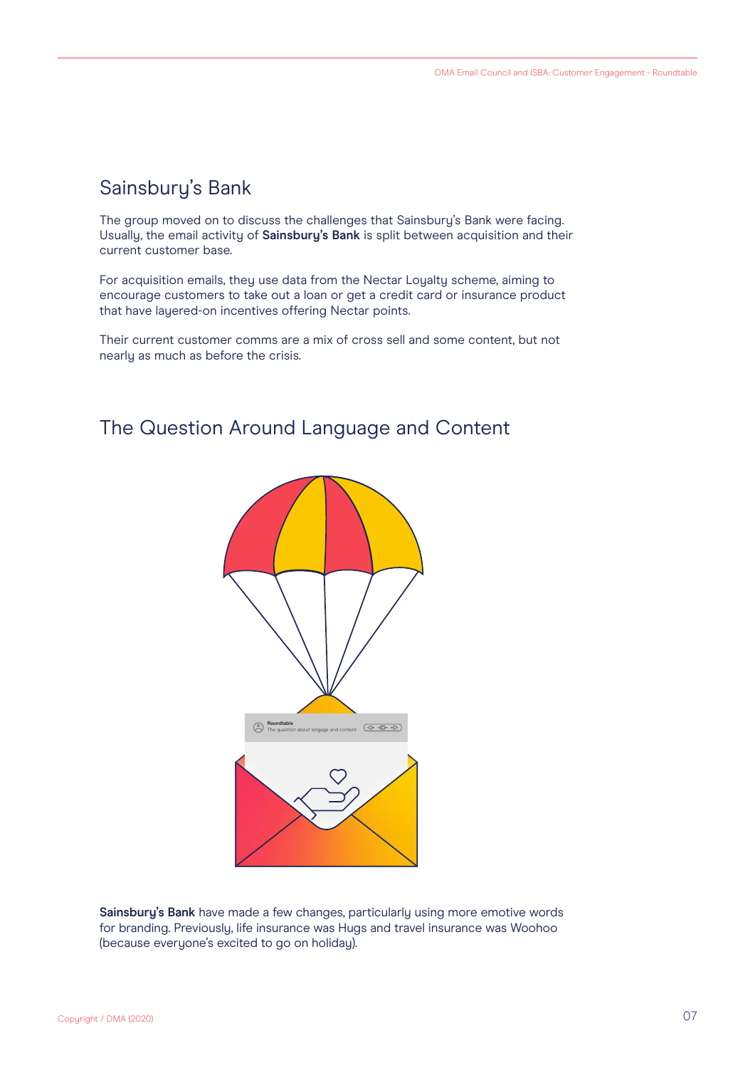## Sainsbury's Bank

The group moved on to discuss the challenges that Sainsbury's Bank were facing. Usually, the email activity of **Sainsbury's Bank** is split between acquisition and their current customer base.

For acquisition emails, they use data from the Nectar Loyalty scheme, aiming to encourage customers to take out a loan or get a credit card or insurance product that have layered-on incentives offering Nectar points.

Their current customer comms are a mix of cross sell and some content, but not nearly as much as before the crisis.

## The Question Around Language and Content

**Sainsbury's Bank** have made a few changes, particularly using more emotive words for branding. Previously, life insurance was Hugs and travel insurance was Woohoo (because everyone's excited to go on holiday).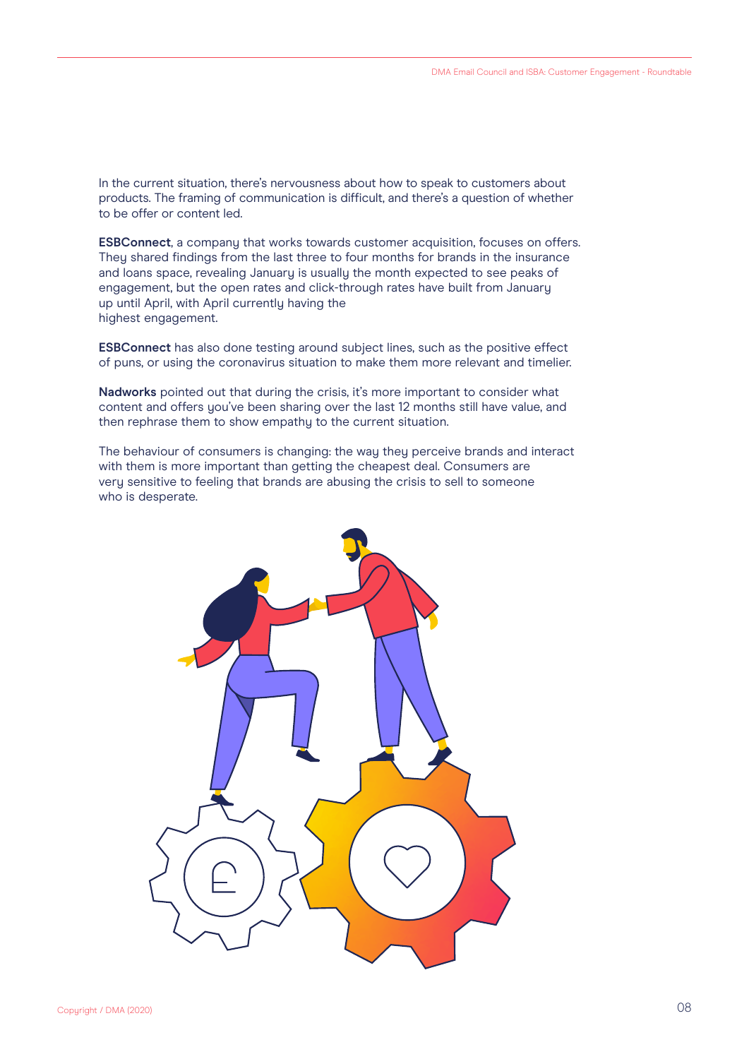In the current situation, there's nervousness about how to speak to customers about products. The framing of communication is difficult, and there's a question of whether to be offer or content led.

**ESBConnect**, a company that works towards customer acquisition, focuses on offers. They shared findings from the last three to four months for brands in the insurance and loans space, revealing January is usually the month expected to see peaks of engagement, but the open rates and click-through rates have built from January up until April, with April currently having the highest engagement.

**ESBConnect** has also done testing around subject lines, such as the positive effect of puns, or using the coronavirus situation to make them more relevant and timelier.

**Nadworks** pointed out that during the crisis, it's more important to consider what content and offers you've been sharing over the last 12 months still have value, and then rephrase them to show empathy to the current situation.

The behaviour of consumers is changing: the way they perceive brands and interact with them is more important than getting the cheapest deal. Consumers are very sensitive to feeling that brands are abusing the crisis to sell to someone who is desperate.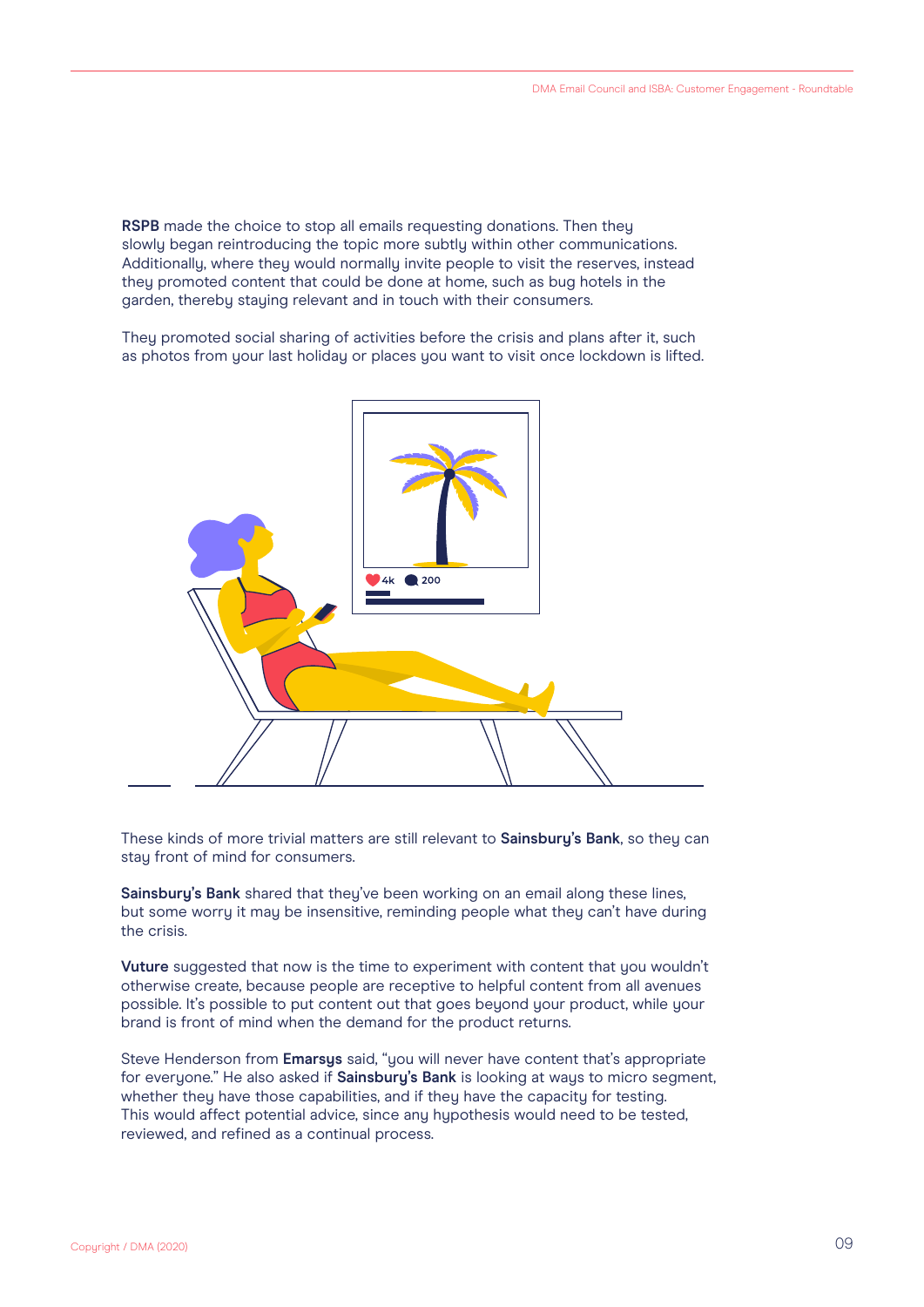**RSPB** made the choice to stop all emails requesting donations. Then they slowly began reintroducing the topic more subtly within other communications. Additionally, where they would normally invite people to visit the reserves, instead they promoted content that could be done at home, such as bug hotels in the garden, thereby staying relevant and in touch with their consumers.

They promoted social sharing of activities before the crisis and plans after it, such as photos from your last holiday or places you want to visit once lockdown is lifted.

These kinds of more trivial matters are still relevant to **Sainsbury's Bank**, so they can stay front of mind for consumers.

**Sainsbury's Bank** shared that they've been working on an email along these lines, but some worry it may be insensitive, reminding people what they can't have during the crisis.

**Vuture** suggested that now is the time to experiment with content that you wouldn't otherwise create, because people are receptive to helpful content from all avenues possible. It's possible to put content out that goes beyond your product, while your brand is front of mind when the demand for the product returns.

Steve Henderson from **Emarsys** said, "you will never have content that's appropriate for everyone." He also asked if **Sainsbury's Bank** is looking at ways to micro segment, whether they have those capabilities, and if they have the capacity for testing. This would affect potential advice, since any hypothesis would need to be tested, reviewed, and refined as a continual process.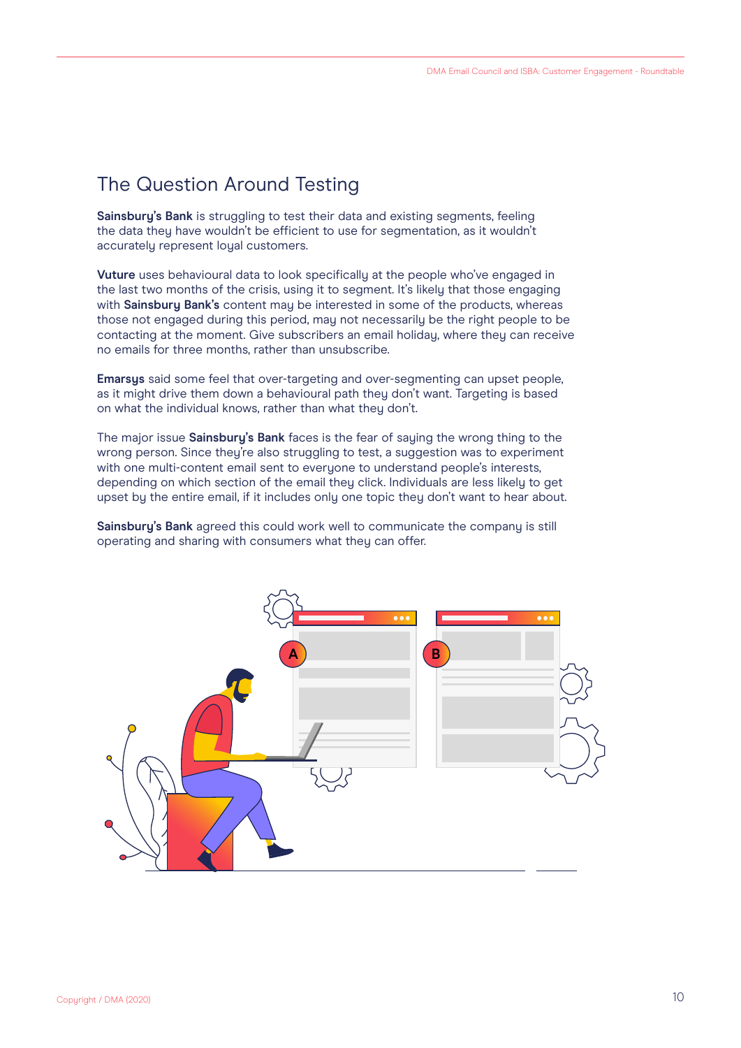## The Question Around Testing

**Sainsbury's Bank** is struggling to test their data and existing segments, feeling the data they have wouldn't be efficient to use for segmentation, as it wouldn't accurately represent loyal customers.

**Vuture** uses behavioural data to look specifically at the people who've engaged in the last two months of the crisis, using it to segment. It's likely that those engaging with **Sainsbury Bank's** content may be interested in some of the products, whereas those not engaged during this period, may not necessarily be the right people to be contacting at the moment. Give subscribers an email holiday, where they can receive no emails for three months, rather than unsubscribe.

**Emarsys** said some feel that over-targeting and over-segmenting can upset people, as it might drive them down a behavioural path they don't want. Targeting is based on what the individual knows, rather than what they don't.

The major issue **Sainsbury's Bank** faces is the fear of saying the wrong thing to the wrong person. Since they're also struggling to test, a suggestion was to experiment with one multi-content email sent to everyone to understand people's interests, depending on which section of the email they click. Individuals are less likely to get upset by the entire email, if it includes only one topic they don't want to hear about.

**Sainsbury's Bank** agreed this could work well to communicate the company is still operating and sharing with consumers what they can offer.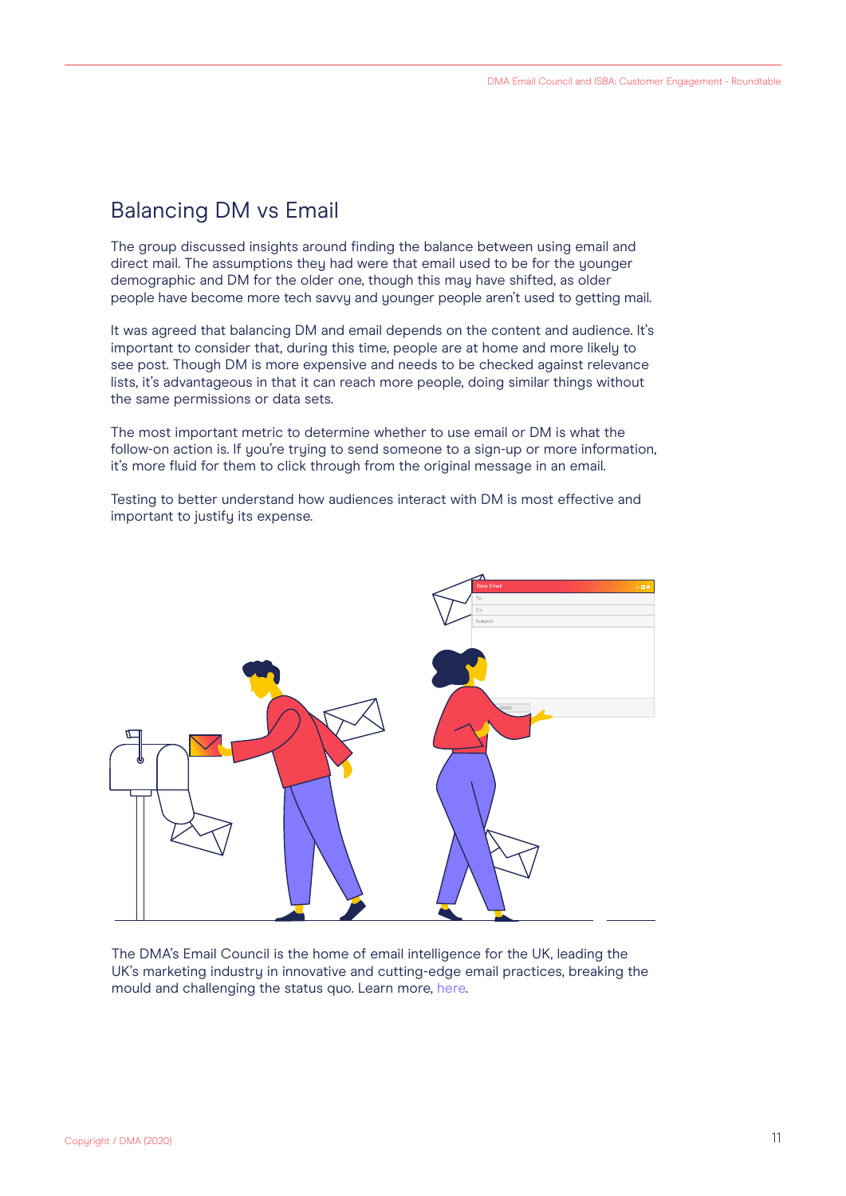## Balancing DM vs Email

The group discussed insights around finding the balance between using email and direct mail. The assumptions they had were that email used to be for the younger demographic and DM for the older one, though this may have shifted, as older people have become more tech savvy and younger people aren't used to getting mail.

It was agreed that balancing DM and email depends on the content and audience. It's important to consider that, during this time, people are at home and more likely to see post. Though DM is more expensive and needs to be checked against relevance lists, it's advantageous in that it can reach more people, doing similar things without the same permissions or data sets.

The most important metric to determine whether to use email or DM is what the follow-on action is. If you're trying to send someone to a sign-up or more information, it's more fluid for them to click through from the original message in an email.

Testing to better understand how audiences interact with DM is most effective and important to justify its expense.

The DMA's Email Council is the home of email intelligence for the UK, leading the UK's marketing industry in innovative and cutting-edge email practices, breaking the mould and challenging the status quo. Learn more, here.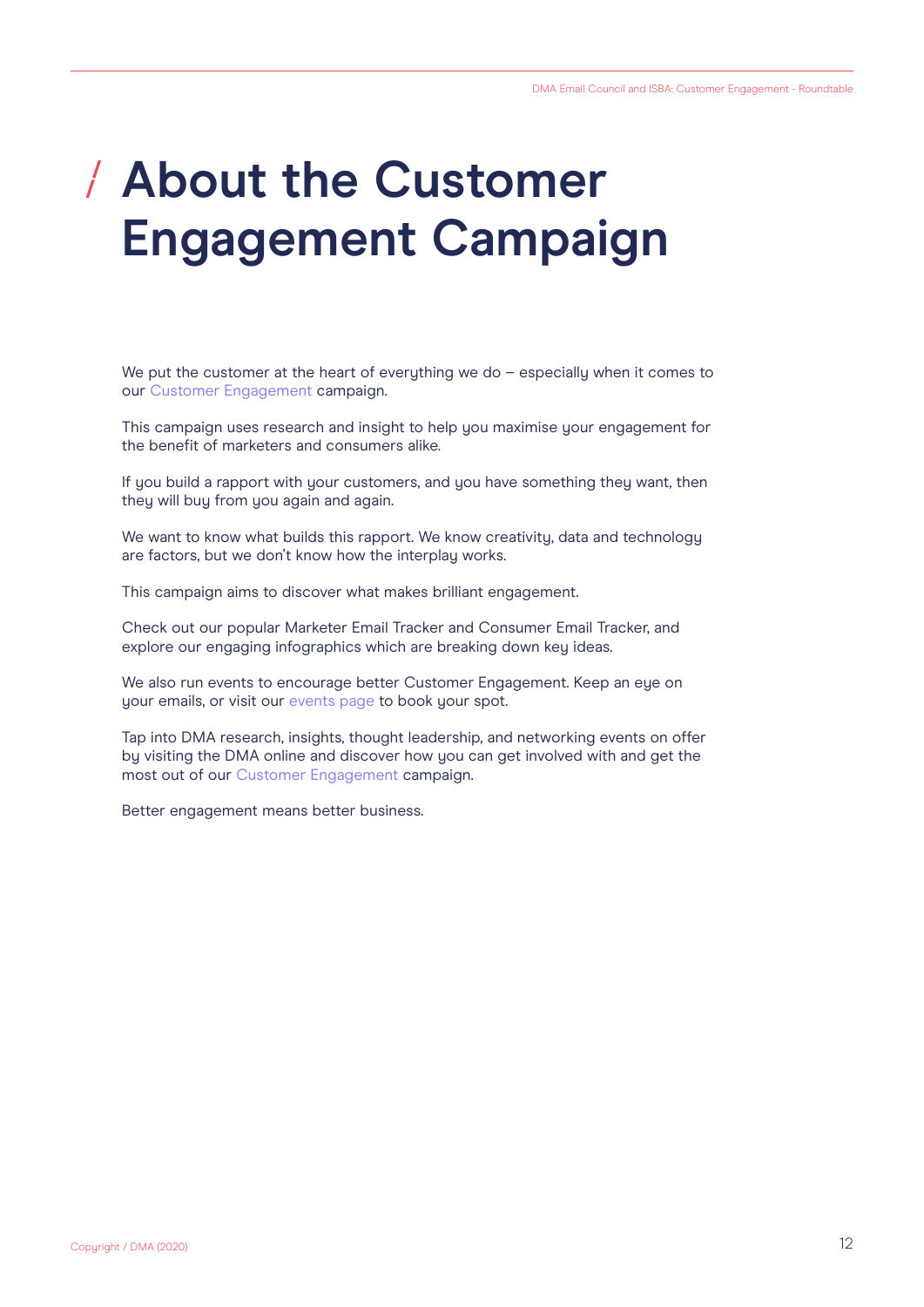# About the Customer Engagement Campaign

We put the customer at the heart of everything we do – especially when it comes to our Customer Engagement campaign.

This campaign uses research and insight to help you maximise your engagement for the benefit of marketers and consumers alike.

If you build a rapport with your customers, and you have something they want, then they will buy from you again and again.

We want to know what builds this rapport. We know creativity, data and technology are factors, but we don't know how the interplay works.

This campaign aims to discover what makes brilliant engagement.

Check out our popular Marketer Email Tracker and Consumer Email Tracker, and explore our engaging infographics which are breaking down key ideas.

We also run events to encourage better Customer Engagement. Keep an eye on your emails, or visit our events page to book your spot.

Tap into DMA research, insights, thought leadership, and networking events on offer by visiting the DMA online and discover how you can get involved with and get the most out of our Customer Engagement campaign.

Better engagement means better business.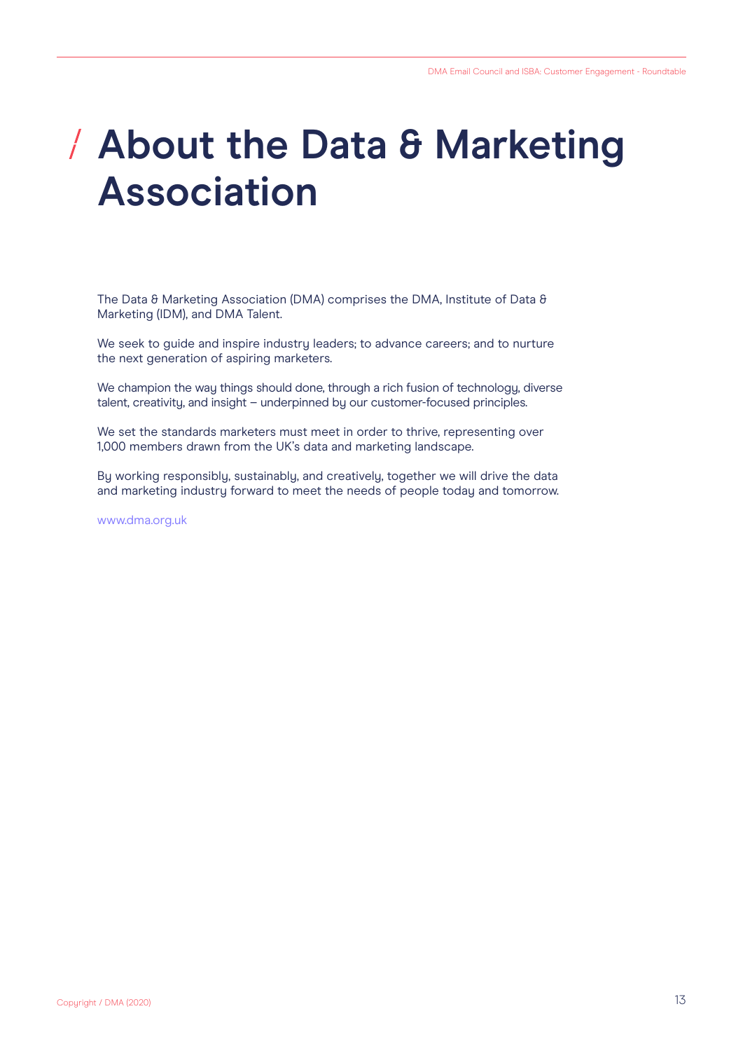# About the Data & Marketing Association

The Data & Marketing Association (DMA) comprises the DMA, Institute of Data & Marketing (IDM), and DMA Talent.

We seek to guide and inspire industry leaders; to advance careers; and to nurture the next generation of aspiring marketers.

We champion the way things should done, through a rich fusion of technology, diverse talent, creativity, and insight – underpinned by our customer-focused principles.

We set the standards marketers must meet in order to thrive, representing over 1,000 members drawn from the UK's data and marketing landscape.

By working responsibly, sustainably, and creatively, together we will drive the data and marketing industry forward to meet the needs of people today and tomorrow.

www.dma.org.uk

Copyright / DMA (2020)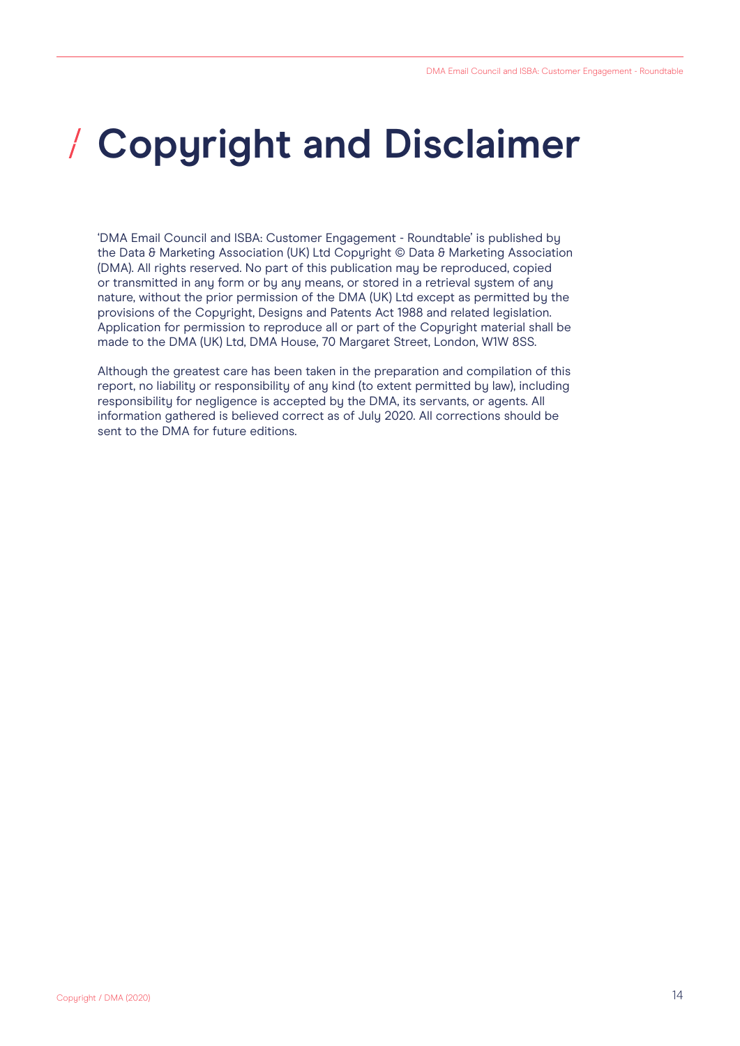# Copyright and Disclaimer

'DMA Email Council and ISBA: Customer Engagement - Roundtable' is published by the Data & Marketing Association (UK) Ltd Copyright © Data & Marketing Association (DMA). All rights reserved. No part of this publication may be reproduced, copied or transmitted in any form or by any means, or stored in a retrieval system of any nature, without the prior permission of the DMA (UK) Ltd except as permitted by the provisions of the Copyright, Designs and Patents Act 1988 and related legislation. Application for permission to reproduce all or part of the Copyright material shall be made to the DMA (UK) Ltd, DMA House, 70 Margaret Street, London, W1W 8SS.

Although the greatest care has been taken in the preparation and compilation of this report, no liability or responsibility of any kind (to extent permitted by law), including responsibility for negligence is accepted by the DMA, its servants, or agents. All information gathered is believed correct as of July 2020. All corrections should be sent to the DMA for future editions.